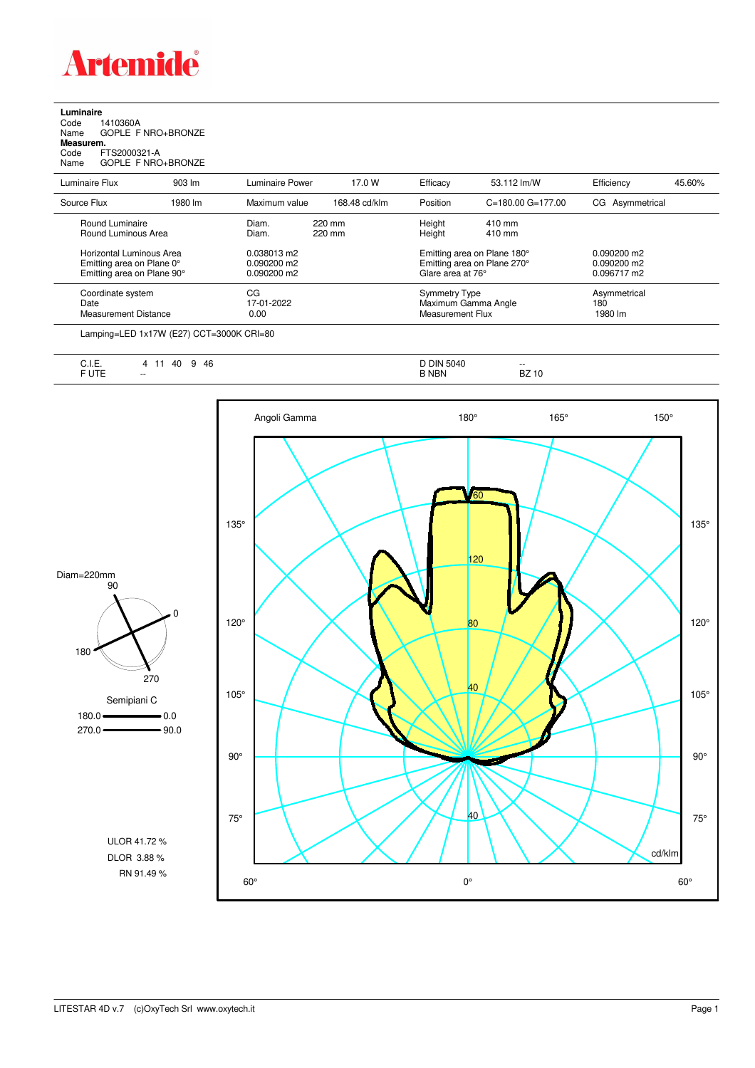# Artemide

**Luminaire**

Code 1410360A
Name GOPLE F NRO+BRONZE

**Measurem.**

Code FTS2000321-A
Name GOPLE F NRO+BRONZE

| Luminaire Flux | 903 lm | Luminaire Power | 17.0 W | Efficacy | 53.112 lm/W | Efficiency | 45.60% |
|---|---|---|---|---|---|---|---|
| Source Flux | 1980 lm | Maximum value | 168.48 cd/klm | Position | C=180.00 G=177.00 | CG Asymmetrical | |

| | | | |
|---|---|---|---|
| Round Luminaire | Diam. 220 mm | Height 410 mm | |
| Round Luminous Area | Diam. 220 mm | Height 410 mm | |
| Horizontal Luminous Area | 0.038013 m2 | Emitting area on Plane 180° | 0.090200 m2 |
| Emitting area on Plane 0° | 0.090200 m2 | Emitting area on Plane 270° | 0.090200 m2 |
| Emitting area on Plane 90° | 0.090200 m2 | Glare area at 76° | 0.096717 m2 |
| Coordinate system | CG | Symmetry Type | Asymmetrical |
| Date | 17-01-2022 | Maximum Gamma Angle | 180 |
| Measurement Distance | 0.00 | Measurement Flux | 1980 lm |

Lamping=LED 1x17W (E27) CCT=3000K CRI=80

| | | | |
|---|---|---|---|
| C.I.E. | 4 11 40 9 46 | D DIN 5040 | -- |
| F UTE | -- | B NBN | BZ 10 |

Diam=220mm

Semipiani C
180.0 — 0.0
270.0 — 90.0

ULOR 41.72 %
DLOR 3.88 %
RN 91.49 %

Angoli Gamma — cd/klm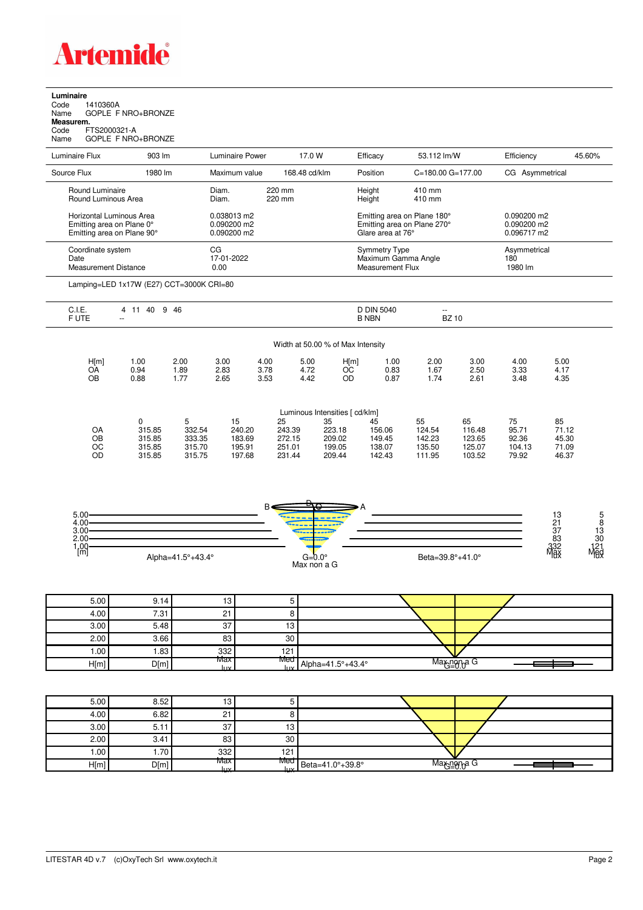# Artemide

**Luminaire**
Code 1410360A
Name GOPLE F NRO+BRONZE
**Measurem.**
Code FTS2000321-A
Name GOPLE F NRO+BRONZE

| | | | | | | | |
|---|---|---|---|---|---|---|---|
| Luminaire Flux | 903 lm | Luminaire Power | 17.0 W | Efficacy | 53.112 lm/W | Efficiency | 45.60% |
| Source Flux | 1980 lm | Maximum value | 168.48 cd/klm | Position | C=180.00 G=177.00 | CG | Asymmetrical |

| | | | | | |
|---|---|---|---|---|---|
| Round Luminaire | Diam. | 220 mm | Height | 410 mm | |
| Round Luminous Area | Diam. | 220 mm | Height | 410 mm | |
| Horizontal Luminous Area | 0.038013 m2 | | Emitting area on Plane 180° | | 0.090200 m2 |
| Emitting area on Plane 0° | 0.090200 m2 | | Emitting area on Plane 270° | | 0.090200 m2 |
| Emitting area on Plane 90° | 0.090200 m2 | | Glare area at 76° | | 0.096717 m2 |

| | | | |
|---|---|---|---|
| Coordinate system | CG | Symmetry Type | Asymmetrical |
| Date | 17-01-2022 | Maximum Gamma Angle | 180 |
| Measurement Distance | 0.00 | Measurement Flux | 1980 lm |

Lamping=LED 1x17W (E27) CCT=3000K CRI=80

| | | | |
|---|---|---|---|
| C.I.E. | 4 11 40 9 46 | D DIN 5040 | -- |
| F UTE | -- | B NBN | BZ 10 |

Width at 50.00 % of Max Intensity

| H[m] | 1.00 | 2.00 | 3.00 | 4.00 | 5.00 | H[m] | 1.00 | 2.00 | 3.00 | 4.00 | 5.00 |
|---|---|---|---|---|---|---|---|---|---|---|---|
| OA | 0.94 | 1.89 | 2.83 | 3.78 | 4.72 | OC | 0.83 | 1.67 | 2.50 | 3.33 | 4.17 |
| OB | 0.88 | 1.77 | 2.65 | 3.53 | 4.42 | OD | 0.87 | 1.74 | 2.61 | 3.48 | 4.35 |

Luminous Intensities [ cd/klm]

| | 0 | 5 | 15 | 25 | 35 | 45 | 55 | 65 | 75 | 85 |
|---|---|---|---|---|---|---|---|---|---|---|
| OA | 315.85 | 332.54 | 240.20 | 243.39 | 223.18 | 156.06 | 124.54 | 116.48 | 95.71 | 71.12 |
| OB | 315.85 | 333.35 | 183.69 | 272.15 | 209.02 | 149.45 | 142.23 | 123.65 | 92.36 | 45.30 |
| OC | 315.85 | 315.70 | 195.91 | 251.01 | 199.05 | 138.07 | 135.50 | 125.07 | 104.13 | 71.09 |
| OD | 315.85 | 315.75 | 197.68 | 231.44 | 209.44 | 142.43 | 111.95 | 103.52 | 79.92 | 46.37 |

5.00
4.00
3.00
2.00
1.00
[m]
B D C A
Alpha=41.5°+43.4°
G=0.0°
Max non a G
Beta=39.8°+41.0°
13 21 37 83 332 Max lux
5 8 13 30 121 Med lux

| H[m] | D[m] | Max lux | Med lux |
|---|---|---|---|
| 5.00 | 9.14 | 13 | 5 |
| 4.00 | 7.31 | 21 | 8 |
| 3.00 | 5.48 | 37 | 13 |
| 2.00 | 3.66 | 83 | 30 |
| 1.00 | 1.83 | 332 | 121 |

Alpha=41.5°+43.4°
Max non a G
G=0.0°

| H[m] | D[m] | Max lux | Med lux |
|---|---|---|---|
| 5.00 | 8.52 | 13 | 5 |
| 4.00 | 6.82 | 21 | 8 |
| 3.00 | 5.11 | 37 | 13 |
| 2.00 | 3.41 | 83 | 30 |
| 1.00 | 1.70 | 332 | 121 |

Beta=41.0°+39.8°
Max non a G
G=0.0°

LITESTAR 4D v.7 (c)OxyTech Srl www.oxytech.it